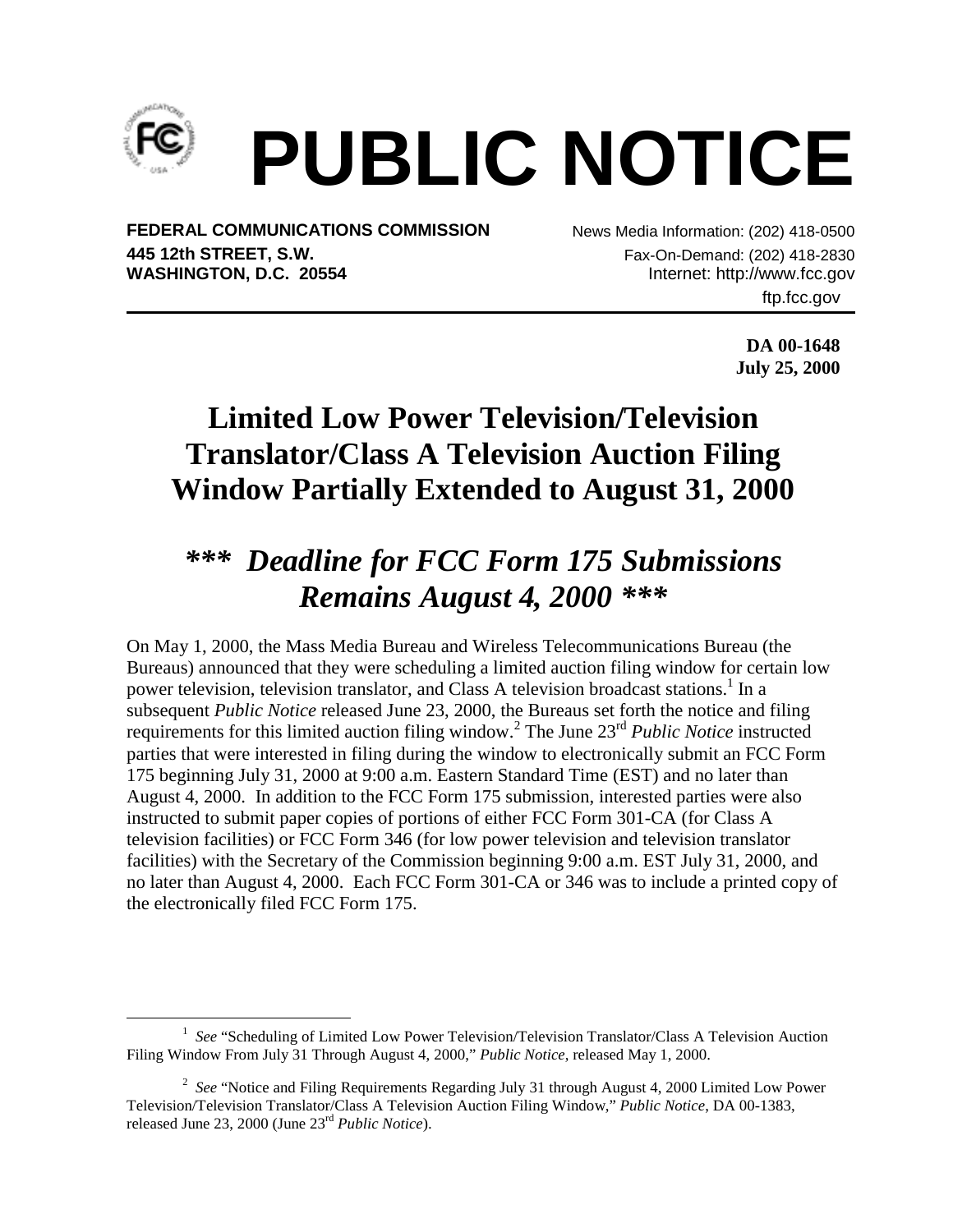# PUBLIC NOTICE

**FEDERAL COMMUNICATIONS COMMISSION**
**445 12th STREET, S.W.**
**WASHINGTON, D.C. 20554**

News Media Information: (202) 418-0500
Fax-On-Demand: (202) 418-2830
Internet: http://www.fcc.gov
ftp.fcc.gov

**DA 00-1648**
**July 25, 2000**

# Limited Low Power Television/Television Translator/Class A Television Auction Filing Window Partially Extended to August 31, 2000

## *\*\*\* Deadline for FCC Form 175 Submissions Remains August 4, 2000 \*\*\**

On May 1, 2000, the Mass Media Bureau and Wireless Telecommunications Bureau (the Bureaus) announced that they were scheduling a limited auction filing window for certain low power television, television translator, and Class A television broadcast stations.[1] In a subsequent *Public Notice* released June 23, 2000, the Bureaus set forth the notice and filing requirements for this limited auction filing window.[2] The June 23rd *Public Notice* instructed parties that were interested in filing during the window to electronically submit an FCC Form 175 beginning July 31, 2000 at 9:00 a.m. Eastern Standard Time (EST) and no later than August 4, 2000. In addition to the FCC Form 175 submission, interested parties were also instructed to submit paper copies of portions of either FCC Form 301-CA (for Class A television facilities) or FCC Form 346 (for low power television and television translator facilities) with the Secretary of the Commission beginning 9:00 a.m. EST July 31, 2000, and no later than August 4, 2000. Each FCC Form 301-CA or 346 was to include a printed copy of the electronically filed FCC Form 175.

---

[1] *See* "Scheduling of Limited Low Power Television/Television Translator/Class A Television Auction Filing Window From July 31 Through August 4, 2000," *Public Notice*, released May 1, 2000.

[2] *See* "Notice and Filing Requirements Regarding July 31 through August 4, 2000 Limited Low Power Television/Television Translator/Class A Television Auction Filing Window," *Public Notice*, DA 00-1383, released June 23, 2000 (June 23rd *Public Notice*).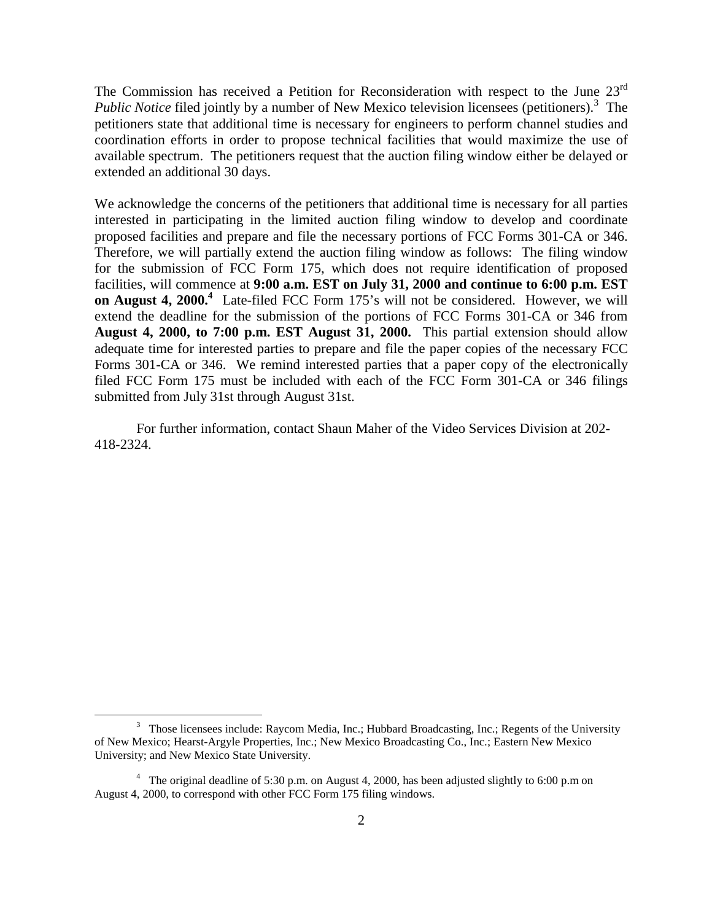The Commission has received a Petition for Reconsideration with respect to the June 23rd *Public Notice* filed jointly by a number of New Mexico television licensees (petitioners).[3] The petitioners state that additional time is necessary for engineers to perform channel studies and coordination efforts in order to propose technical facilities that would maximize the use of available spectrum. The petitioners request that the auction filing window either be delayed or extended an additional 30 days.

We acknowledge the concerns of the petitioners that additional time is necessary for all parties interested in participating in the limited auction filing window to develop and coordinate proposed facilities and prepare and file the necessary portions of FCC Forms 301-CA or 346. Therefore, we will partially extend the auction filing window as follows: The filing window for the submission of FCC Form 175, which does not require identification of proposed facilities, will commence at **9:00 a.m. EST on July 31, 2000 and continue to 6:00 p.m. EST on August 4, 2000.**[4] Late-filed FCC Form 175's will not be considered. However, we will extend the deadline for the submission of the portions of FCC Forms 301-CA or 346 from **August 4, 2000, to 7:00 p.m. EST August 31, 2000.** This partial extension should allow adequate time for interested parties to prepare and file the paper copies of the necessary FCC Forms 301-CA or 346. We remind interested parties that a paper copy of the electronically filed FCC Form 175 must be included with each of the FCC Form 301-CA or 346 filings submitted from July 31st through August 31st.

For further information, contact Shaun Maher of the Video Services Division at 202-418-2324.

---

[3] Those licensees include: Raycom Media, Inc.; Hubbard Broadcasting, Inc.; Regents of the University of New Mexico; Hearst-Argyle Properties, Inc.; New Mexico Broadcasting Co., Inc.; Eastern New Mexico University; and New Mexico State University.

[4] The original deadline of 5:30 p.m. on August 4, 2000, has been adjusted slightly to 6:00 p.m on August 4, 2000, to correspond with other FCC Form 175 filing windows.